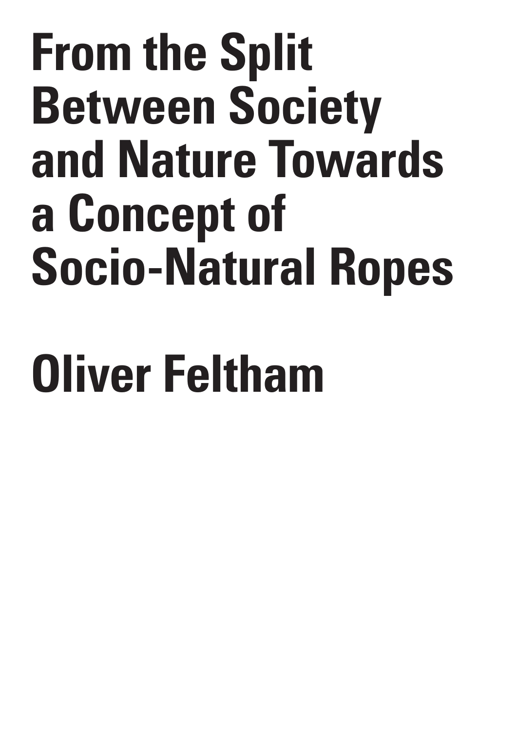# From the Split Between Society and Nature Towards a Concept of Socio-Natural Ropes

## Oliver Feltham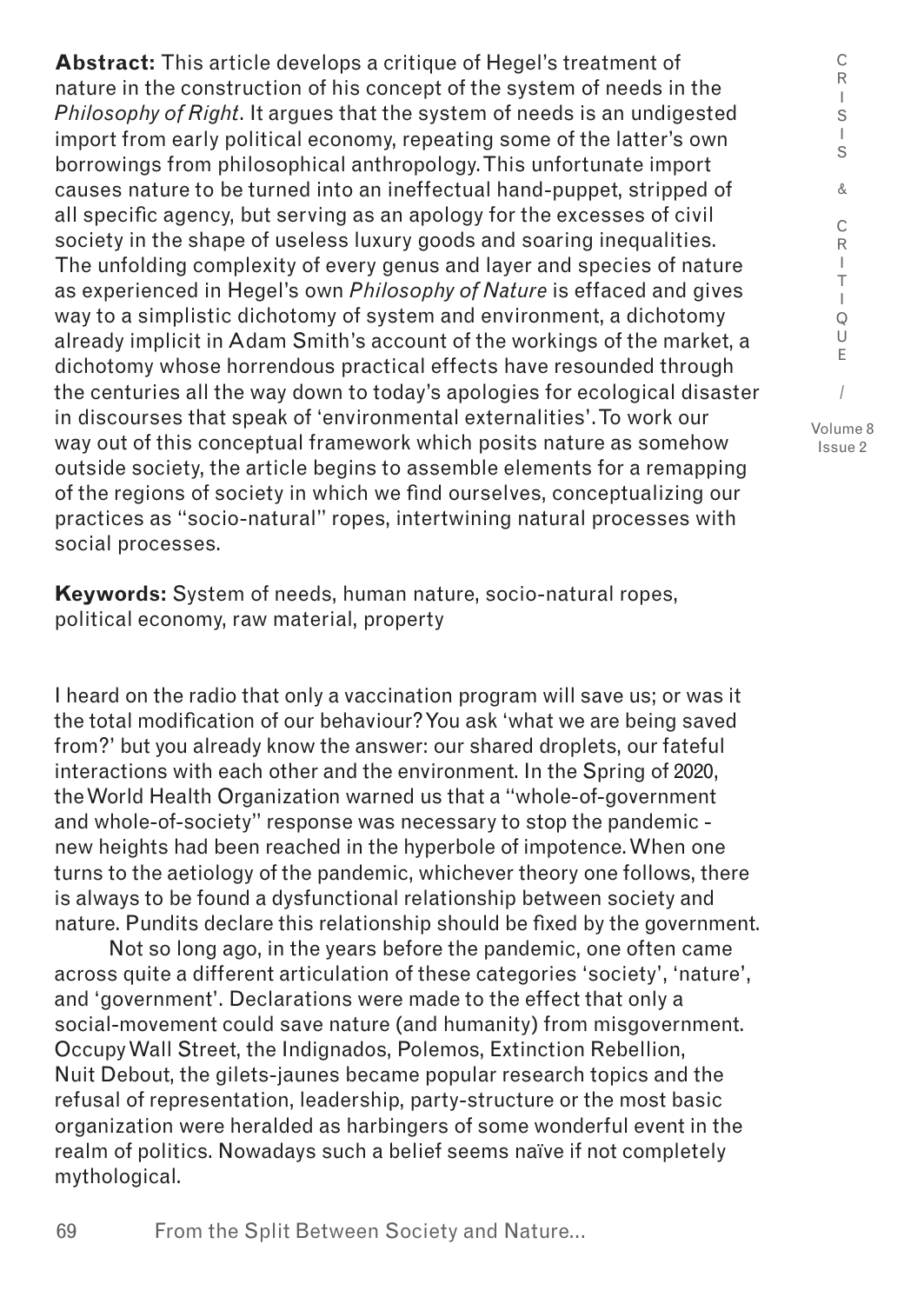**Abstract:** This article develops a critique of Hegel's treatment of nature in the construction of his concept of the system of needs in the *Philosophy of Right*. It argues that the system of needs is an undigested import from early political economy, repeating some of the latter's own borrowings from philosophical anthropology. This unfortunate import causes nature to be turned into an ineffectual hand-puppet, stripped of all specific agency, but serving as an apology for the excesses of civil society in the shape of useless luxury goods and soaring inequalities. The unfolding complexity of every genus and layer and species of nature as experienced in Hegel's own *Philosophy of Nature* is effaced and gives way to a simplistic dichotomy of system and environment, a dichotomy already implicit in Adam Smith's account of the workings of the market, a dichotomy whose horrendous practical effects have resounded through the centuries all the way down to today's apologies for ecological disaster in discourses that speak of 'environmental externalities'. To work our way out of this conceptual framework which posits nature as somehow outside society, the article begins to assemble elements for a remapping of the regions of society in which we find ourselves, conceptualizing our practices as "socio-natural" ropes, intertwining natural processes with social processes.

**Keywords:** System of needs, human nature, socio-natural ropes, political economy, raw material, property

I heard on the radio that only a vaccination program will save us; or was it the total modification of our behaviour? You ask 'what we are being saved from?' but you already know the answer: our shared droplets, our fateful interactions with each other and the environment. In the Spring of 2020, the World Health Organization warned us that a "whole-of-government and whole-of-society" response was necessary to stop the pandemic - new heights had been reached in the hyperbole of impotence. When one turns to the aetiology of the pandemic, whichever theory one follows, there is always to be found a dysfunctional relationship between society and nature. Pundits declare this relationship should be fixed by the government.

Not so long ago, in the years before the pandemic, one often came across quite a different articulation of these categories 'society', 'nature', and 'government'. Declarations were made to the effect that only a social-movement could save nature (and humanity) from misgovernment. Occupy Wall Street, the Indignados, Polemos, Extinction Rebellion, Nuit Debout, the gilets-jaunes became popular research topics and the refusal of representation, leadership, party-structure or the most basic organization were heralded as harbingers of some wonderful event in the realm of politics. Nowadays such a belief seems naïve if not completely mythological.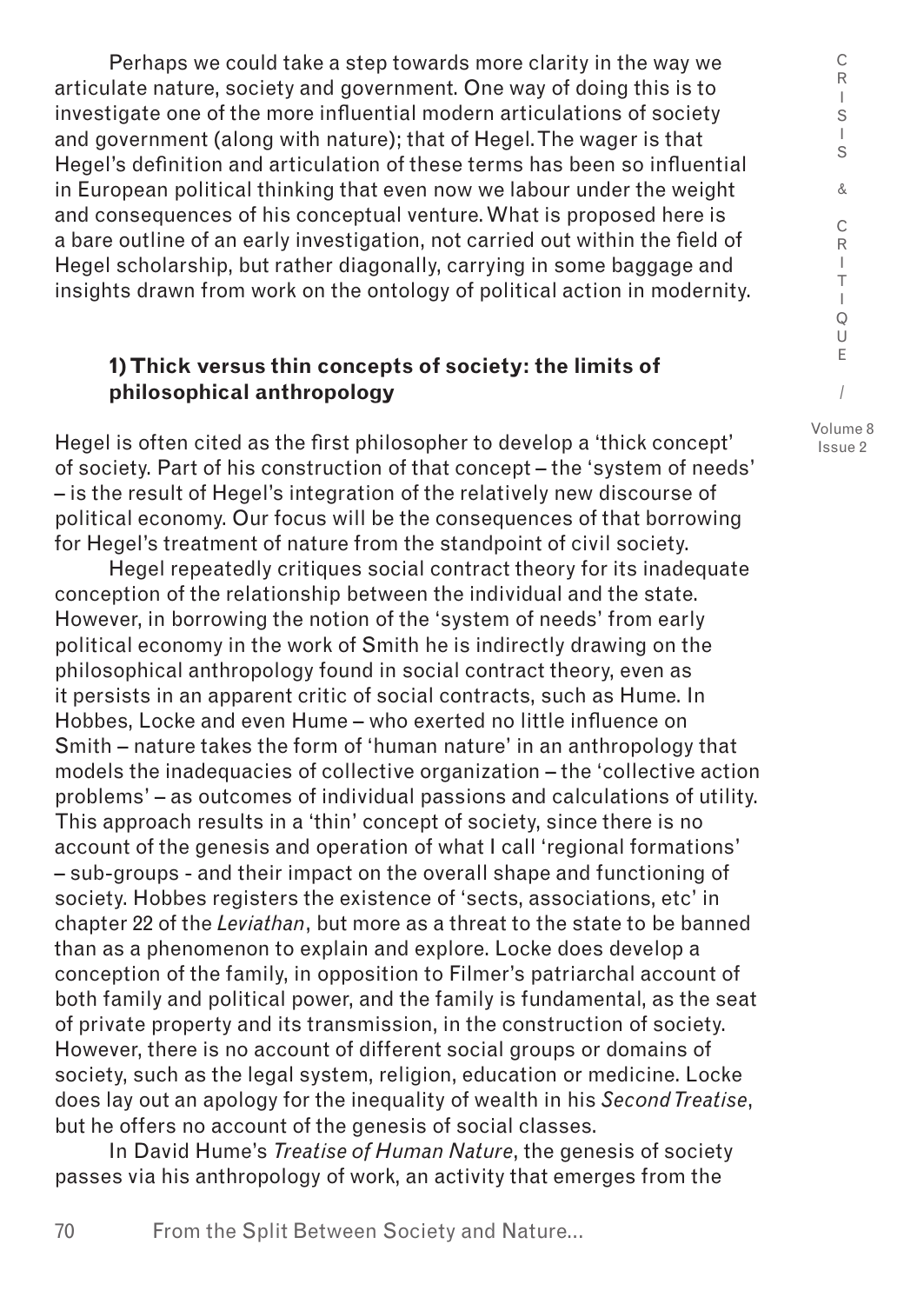Perhaps we could take a step towards more clarity in the way we articulate nature, society and government. One way of doing this is to investigate one of the more influential modern articulations of society and government (along with nature); that of Hegel. The wager is that Hegel's definition and articulation of these terms has been so influential in European political thinking that even now we labour under the weight and consequences of his conceptual venture. What is proposed here is a bare outline of an early investigation, not carried out within the field of Hegel scholarship, but rather diagonally, carrying in some baggage and insights drawn from work on the ontology of political action in modernity.

## 1) Thick versus thin concepts of society: the limits of philosophical anthropology

Hegel is often cited as the first philosopher to develop a 'thick concept' of society. Part of his construction of that concept – the 'system of needs' – is the result of Hegel's integration of the relatively new discourse of political economy. Our focus will be the consequences of that borrowing for Hegel's treatment of nature from the standpoint of civil society.

Hegel repeatedly critiques social contract theory for its inadequate conception of the relationship between the individual and the state. However, in borrowing the notion of the 'system of needs' from early political economy in the work of Smith he is indirectly drawing on the philosophical anthropology found in social contract theory, even as it persists in an apparent critic of social contracts, such as Hume. In Hobbes, Locke and even Hume – who exerted no little influence on Smith – nature takes the form of 'human nature' in an anthropology that models the inadequacies of collective organization – the 'collective action problems' – as outcomes of individual passions and calculations of utility. This approach results in a 'thin' concept of society, since there is no account of the genesis and operation of what I call 'regional formations' – sub-groups - and their impact on the overall shape and functioning of society. Hobbes registers the existence of 'sects, associations, etc' in chapter 22 of the *Leviathan*, but more as a threat to the state to be banned than as a phenomenon to explain and explore. Locke does develop a conception of the family, in opposition to Filmer's patriarchal account of both family and political power, and the family is fundamental, as the seat of private property and its transmission, in the construction of society. However, there is no account of different social groups or domains of society, such as the legal system, religion, education or medicine. Locke does lay out an apology for the inequality of wealth in his *Second Treatise*, but he offers no account of the genesis of social classes.

In David Hume's *Treatise of Human Nature*, the genesis of society passes via his anthropology of work, an activity that emerges from the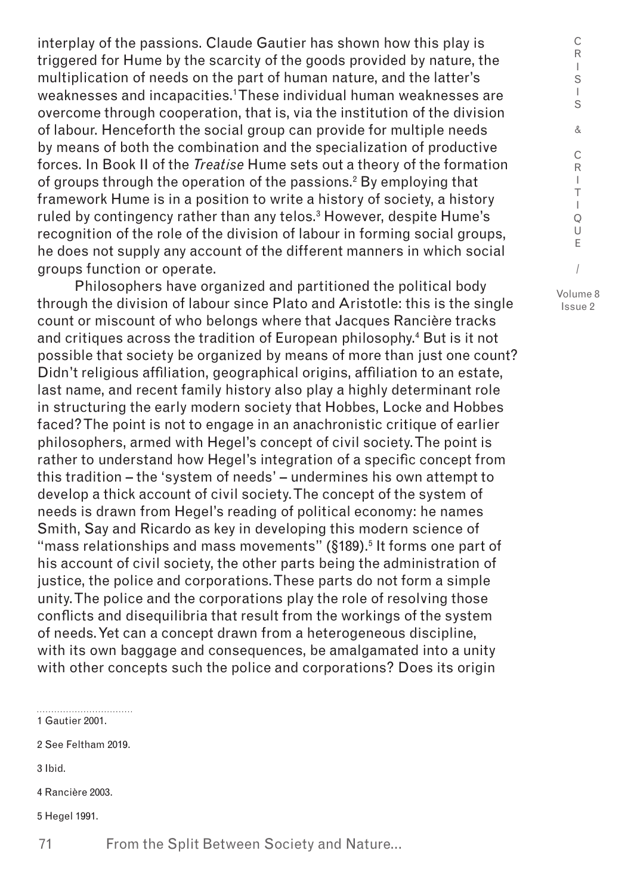interplay of the passions. Claude Gautier has shown how this play is triggered for Hume by the scarcity of the goods provided by nature, the multiplication of needs on the part of human nature, and the latter's weaknesses and incapacities.[1] These individual human weaknesses are overcome through cooperation, that is, via the institution of the division of labour. Henceforth the social group can provide for multiple needs by means of both the combination and the specialization of productive forces. In Book II of the *Treatise* Hume sets out a theory of the formation of groups through the operation of the passions.[2] By employing that framework Hume is in a position to write a history of society, a history ruled by contingency rather than any telos.[3] However, despite Hume's recognition of the role of the division of labour in forming social groups, he does not supply any account of the different manners in which social groups function or operate.

Philosophers have organized and partitioned the political body through the division of labour since Plato and Aristotle: this is the single count or miscount of who belongs where that Jacques Rancière tracks and critiques across the tradition of European philosophy.[4] But is it not possible that society be organized by means of more than just one count? Didn't religious affiliation, geographical origins, affiliation to an estate, last name, and recent family history also play a highly determinant role in structuring the early modern society that Hobbes, Locke and Hobbes faced? The point is not to engage in an anachronistic critique of earlier philosophers, armed with Hegel's concept of civil society. The point is rather to understand how Hegel's integration of a specific concept from this tradition – the 'system of needs' – undermines his own attempt to develop a thick account of civil society. The concept of the system of needs is drawn from Hegel's reading of political economy: he names Smith, Say and Ricardo as key in developing this modern science of "mass relationships and mass movements" (§189).[5] It forms one part of his account of civil society, the other parts being the administration of justice, the police and corporations. These parts do not form a simple unity. The police and the corporations play the role of resolving those conflicts and disequilibria that result from the workings of the system of needs. Yet can a concept drawn from a heterogeneous discipline, with its own baggage and consequences, be amalgamated into a unity with other concepts such the police and corporations? Does its origin

1 Gautier 2001.

2 See Feltham 2019.

3 Ibid.

4 Rancière 2003.

5 Hegel 1991.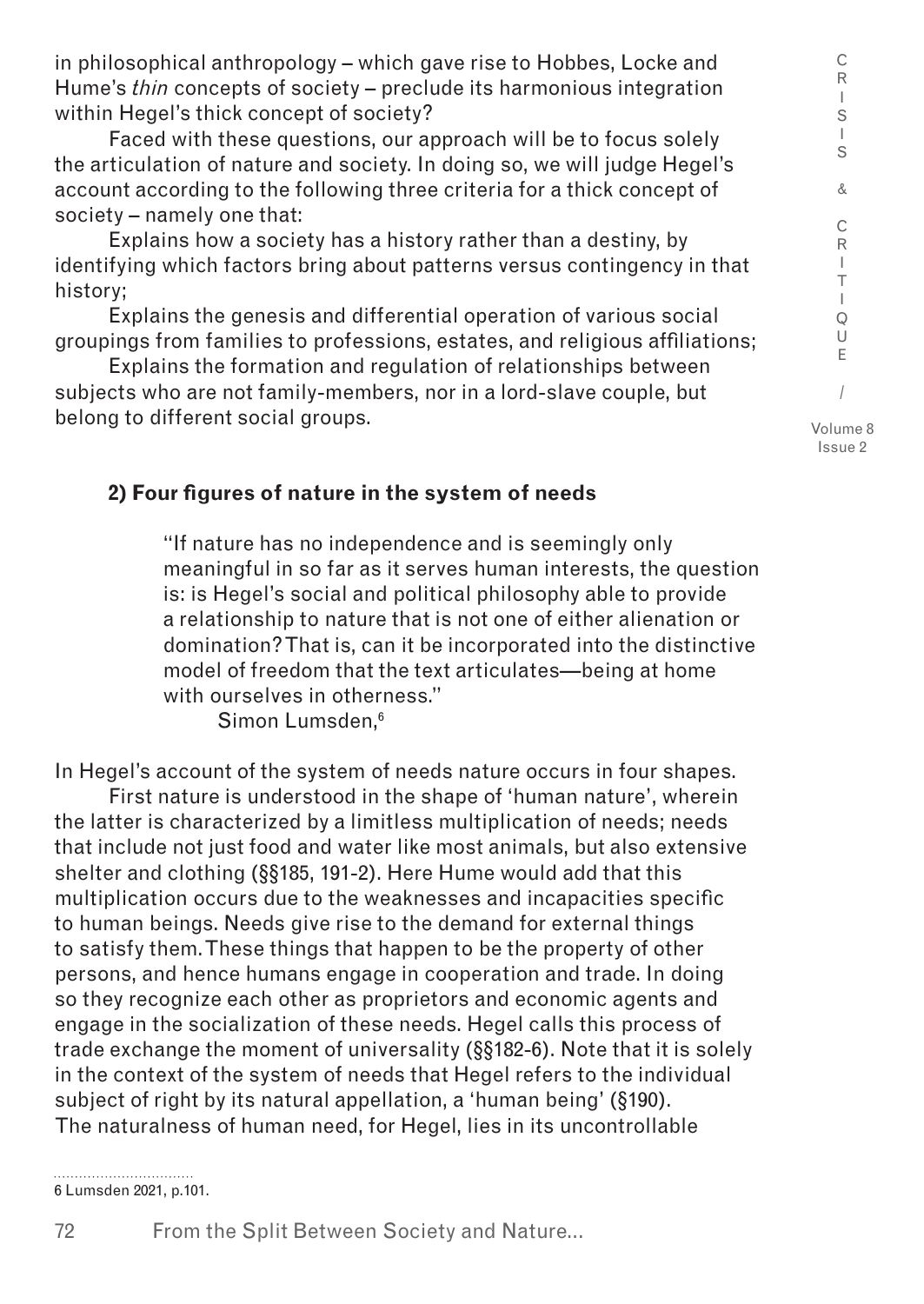in philosophical anthropology – which gave rise to Hobbes, Locke and Hume's *thin* concepts of society – preclude its harmonious integration within Hegel's thick concept of society?

Faced with these questions, our approach will be to focus solely the articulation of nature and society. In doing so, we will judge Hegel's account according to the following three criteria for a thick concept of society – namely one that:

Explains how a society has a history rather than a destiny, by identifying which factors bring about patterns versus contingency in that history;

Explains the genesis and differential operation of various social groupings from families to professions, estates, and religious affiliations;

Explains the formation and regulation of relationships between subjects who are not family-members, nor in a lord-slave couple, but belong to different social groups.

## 2) Four figures of nature in the system of needs

> "If nature has no independence and is seemingly only meaningful in so far as it serves human interests, the question is: is Hegel's social and political philosophy able to provide a relationship to nature that is not one of either alienation or domination? That is, can it be incorporated into the distinctive model of freedom that the text articulates—being at home with ourselves in otherness."
>
> Simon Lumsden,[6]

In Hegel's account of the system of needs nature occurs in four shapes.

First nature is understood in the shape of 'human nature', wherein the latter is characterized by a limitless multiplication of needs; needs that include not just food and water like most animals, but also extensive shelter and clothing (§§185, 191-2). Here Hume would add that this multiplication occurs due to the weaknesses and incapacities specific to human beings. Needs give rise to the demand for external things to satisfy them. These things that happen to be the property of other persons, and hence humans engage in cooperation and trade. In doing so they recognize each other as proprietors and economic agents and engage in the socialization of these needs. Hegel calls this process of trade exchange the moment of universality (§§182-6). Note that it is solely in the context of the system of needs that Hegel refers to the individual subject of right by its natural appellation, a 'human being' (§190). The naturalness of human need, for Hegel, lies in its uncontrollable

6 Lumsden 2021, p.101.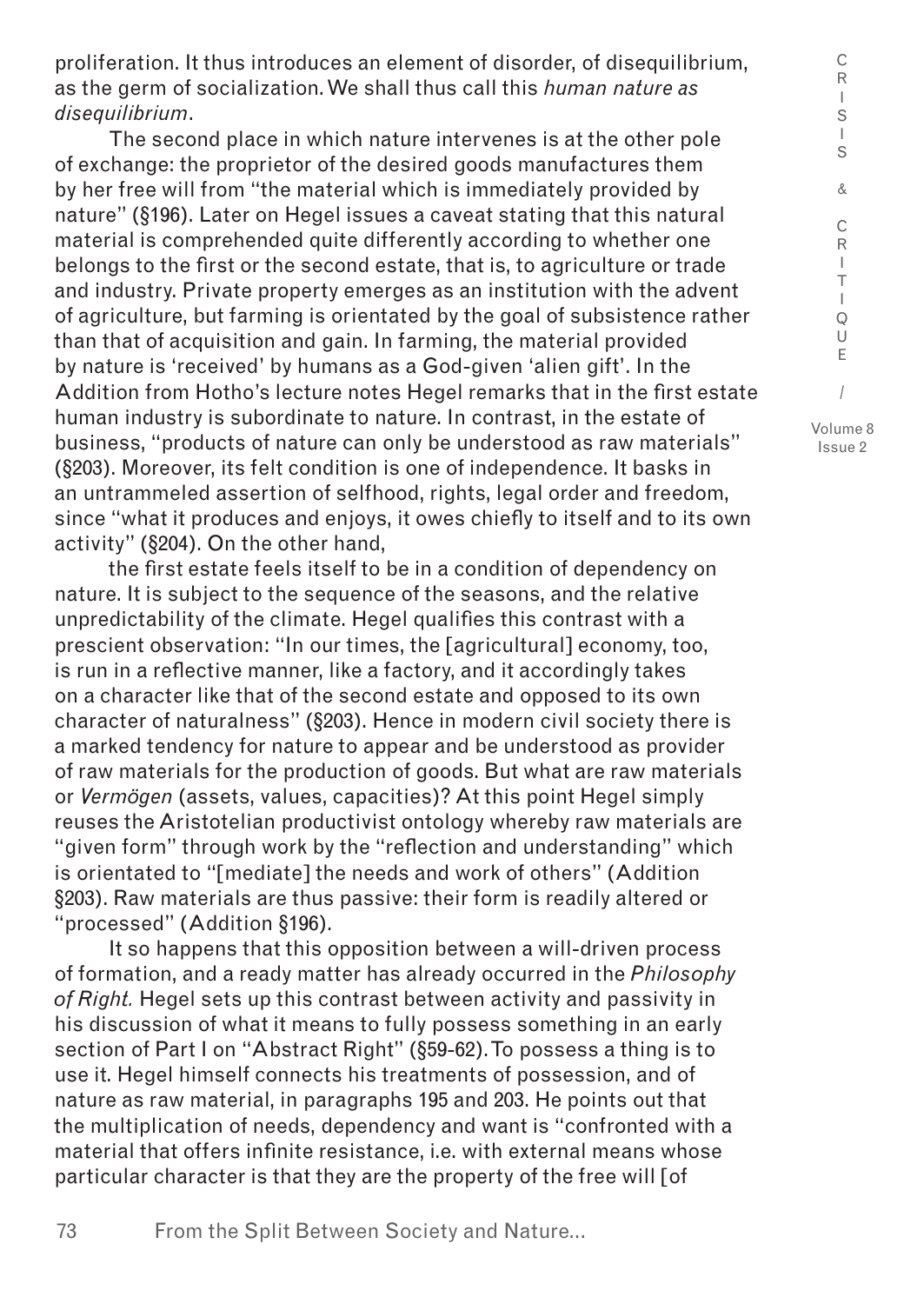proliferation. It thus introduces an element of disorder, of disequilibrium, as the germ of socialization. We shall thus call this *human nature as disequilibrium*.

The second place in which nature intervenes is at the other pole of exchange: the proprietor of the desired goods manufactures them by her free will from "the material which is immediately provided by nature" (§196). Later on Hegel issues a caveat stating that this natural material is comprehended quite differently according to whether one belongs to the first or the second estate, that is, to agriculture or trade and industry. Private property emerges as an institution with the advent of agriculture, but farming is orientated by the goal of subsistence rather than that of acquisition and gain. In farming, the material provided by nature is 'received' by humans as a God-given 'alien gift'. In the Addition from Hotho's lecture notes Hegel remarks that in the first estate human industry is subordinate to nature. In contrast, in the estate of business, "products of nature can only be understood as raw materials" (§203). Moreover, its felt condition is one of independence. It basks in an untrammeled assertion of selfhood, rights, legal order and freedom, since "what it produces and enjoys, it owes chiefly to itself and to its own activity" (§204). On the other hand,

the first estate feels itself to be in a condition of dependency on nature. It is subject to the sequence of the seasons, and the relative unpredictability of the climate. Hegel qualifies this contrast with a prescient observation: "In our times, the [agricultural] economy, too, is run in a reflective manner, like a factory, and it accordingly takes on a character like that of the second estate and opposed to its own character of naturalness" (§203). Hence in modern civil society there is a marked tendency for nature to appear and be understood as provider of raw materials for the production of goods. But what are raw materials or *Vermögen* (assets, values, capacities)? At this point Hegel simply reuses the Aristotelian productivist ontology whereby raw materials are "given form" through work by the "reflection and understanding" which is orientated to "[mediate] the needs and work of others" (Addition §203). Raw materials are thus passive: their form is readily altered or "processed" (Addition §196).

It so happens that this opposition between a will-driven process of formation, and a ready matter has already occurred in the *Philosophy of Right.* Hegel sets up this contrast between activity and passivity in his discussion of what it means to fully possess something in an early section of Part I on "Abstract Right" (§59-62). To possess a thing is to use it. Hegel himself connects his treatments of possession, and of nature as raw material, in paragraphs 195 and 203. He points out that the multiplication of needs, dependency and want is "confronted with a material that offers infinite resistance, i.e. with external means whose particular character is that they are the property of the free will [of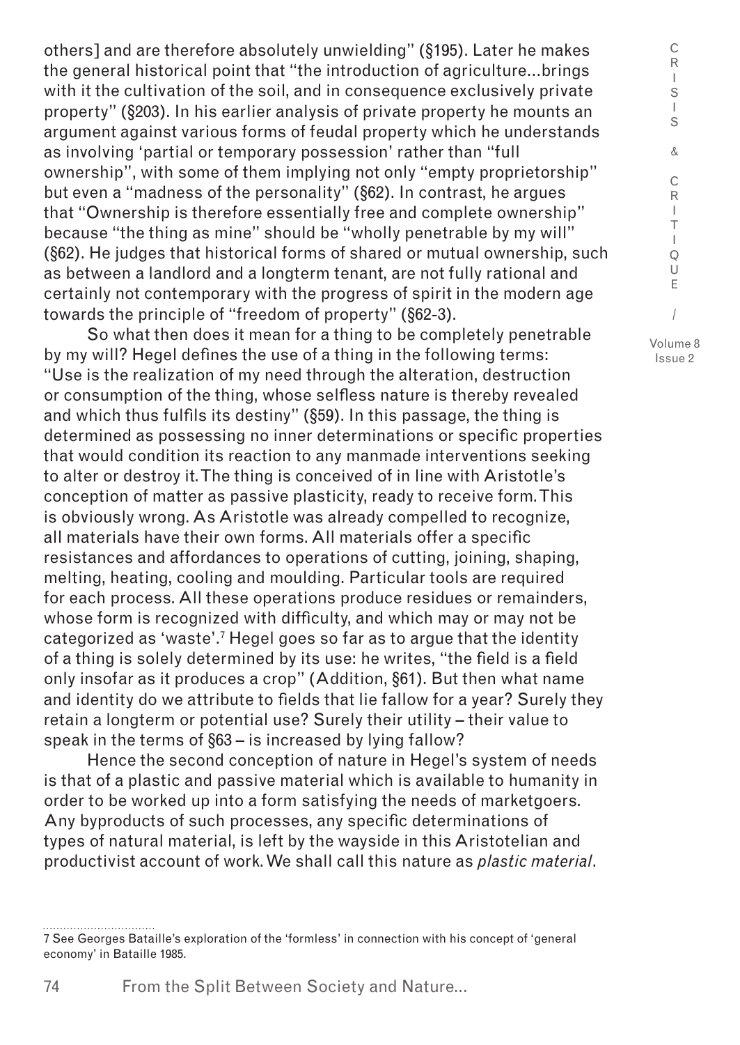others] and are therefore absolutely unwielding" (§195). Later he makes the general historical point that "the introduction of agriculture…brings with it the cultivation of the soil, and in consequence exclusively private property" (§203). In his earlier analysis of private property he mounts an argument against various forms of feudal property which he understands as involving 'partial or temporary possession' rather than "full ownership", with some of them implying not only "empty proprietorship" but even a "madness of the personality" (§62). In contrast, he argues that "Ownership is therefore essentially free and complete ownership" because "the thing as mine" should be "wholly penetrable by my will" (§62). He judges that historical forms of shared or mutual ownership, such as between a landlord and a longterm tenant, are not fully rational and certainly not contemporary with the progress of spirit in the modern age towards the principle of "freedom of property" (§62-3).

So what then does it mean for a thing to be completely penetrable by my will? Hegel defines the use of a thing in the following terms: "Use is the realization of my need through the alteration, destruction or consumption of the thing, whose selfless nature is thereby revealed and which thus fulfils its destiny" (§59). In this passage, the thing is determined as possessing no inner determinations or specific properties that would condition its reaction to any manmade interventions seeking to alter or destroy it. The thing is conceived of in line with Aristotle's conception of matter as passive plasticity, ready to receive form. This is obviously wrong. As Aristotle was already compelled to recognize, all materials have their own forms. All materials offer a specific resistances and affordances to operations of cutting, joining, shaping, melting, heating, cooling and moulding. Particular tools are required for each process. All these operations produce residues or remainders, whose form is recognized with difficulty, and which may or may not be categorized as 'waste'.[7] Hegel goes so far as to argue that the identity of a thing is solely determined by its use: he writes, "the field is a field only insofar as it produces a crop" (Addition, §61). But then what name and identity do we attribute to fields that lie fallow for a year? Surely they retain a longterm or potential use? Surely their utility – their value to speak in the terms of §63 – is increased by lying fallow?

Hence the second conception of nature in Hegel's system of needs is that of a plastic and passive material which is available to humanity in order to be worked up into a form satisfying the needs of marketgoers. Any byproducts of such processes, any specific determinations of types of natural material, is left by the wayside in this Aristotelian and productivist account of work. We shall call this nature as *plastic material*.

7 See Georges Bataille's exploration of the 'formless' in connection with his concept of 'general economy' in Bataille 1985.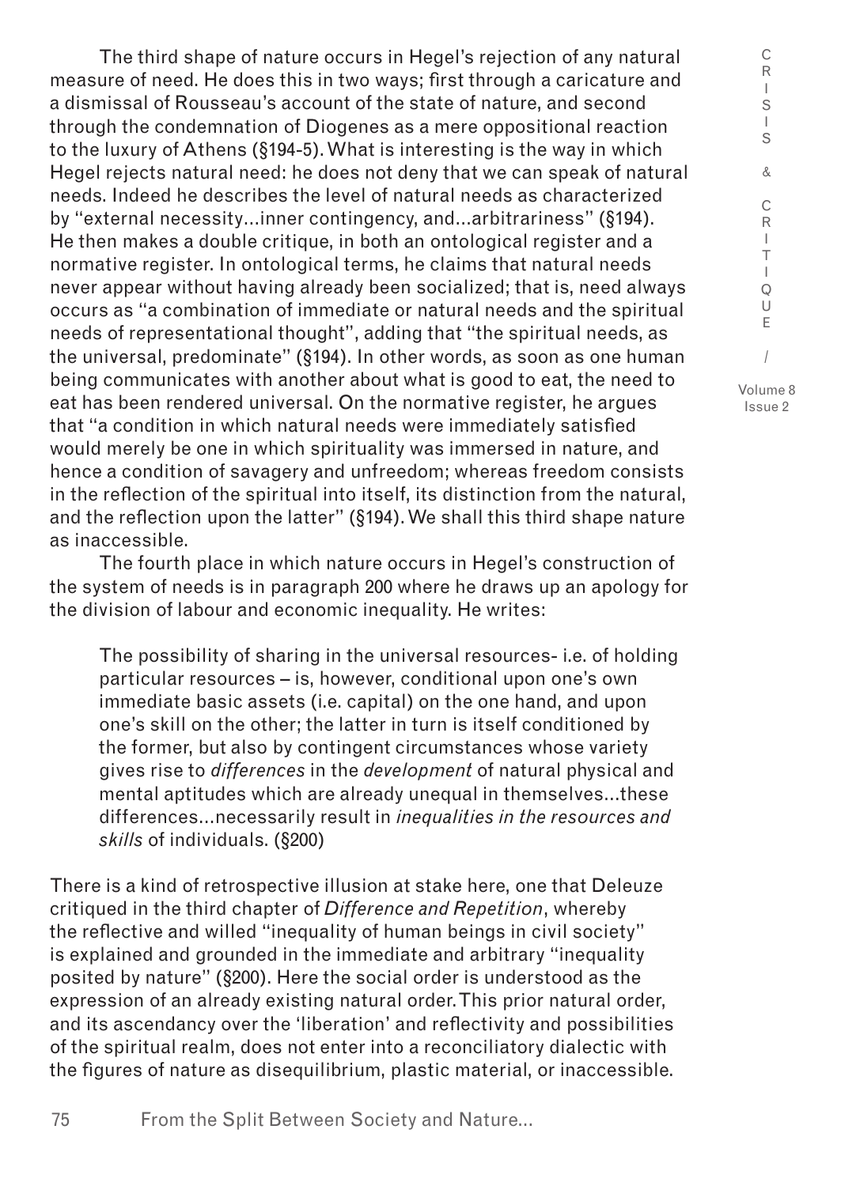The third shape of nature occurs in Hegel's rejection of any natural measure of need. He does this in two ways; first through a caricature and a dismissal of Rousseau's account of the state of nature, and second through the condemnation of Diogenes as a mere oppositional reaction to the luxury of Athens (§194-5). What is interesting is the way in which Hegel rejects natural need: he does not deny that we can speak of natural needs. Indeed he describes the level of natural needs as characterized by "external necessity…inner contingency, and…arbitrariness" (§194). He then makes a double critique, in both an ontological register and a normative register. In ontological terms, he claims that natural needs never appear without having already been socialized; that is, need always occurs as "a combination of immediate or natural needs and the spiritual needs of representational thought", adding that "the spiritual needs, as the universal, predominate" (§194). In other words, as soon as one human being communicates with another about what is good to eat, the need to eat has been rendered universal. On the normative register, he argues that "a condition in which natural needs were immediately satisfied would merely be one in which spirituality was immersed in nature, and hence a condition of savagery and unfreedom; whereas freedom consists in the reflection of the spiritual into itself, its distinction from the natural, and the reflection upon the latter" (§194). We shall this third shape nature as inaccessible.

The fourth place in which nature occurs in Hegel's construction of the system of needs is in paragraph 200 where he draws up an apology for the division of labour and economic inequality. He writes:

> The possibility of sharing in the universal resources- i.e. of holding particular resources – is, however, conditional upon one's own immediate basic assets (i.e. capital) on the one hand, and upon one's skill on the other; the latter in turn is itself conditioned by the former, but also by contingent circumstances whose variety gives rise to *differences* in the *development* of natural physical and mental aptitudes which are already unequal in themselves…these differences…necessarily result in *inequalities in the resources and skills* of individuals. (§200)

There is a kind of retrospective illusion at stake here, one that Deleuze critiqued in the third chapter of *Difference and Repetition*, whereby the reflective and willed "inequality of human beings in civil society" is explained and grounded in the immediate and arbitrary "inequality posited by nature" (§200). Here the social order is understood as the expression of an already existing natural order. This prior natural order, and its ascendancy over the 'liberation' and reflectivity and possibilities of the spiritual realm, does not enter into a reconciliatory dialectic with the figures of nature as disequilibrium, plastic material, or inaccessible.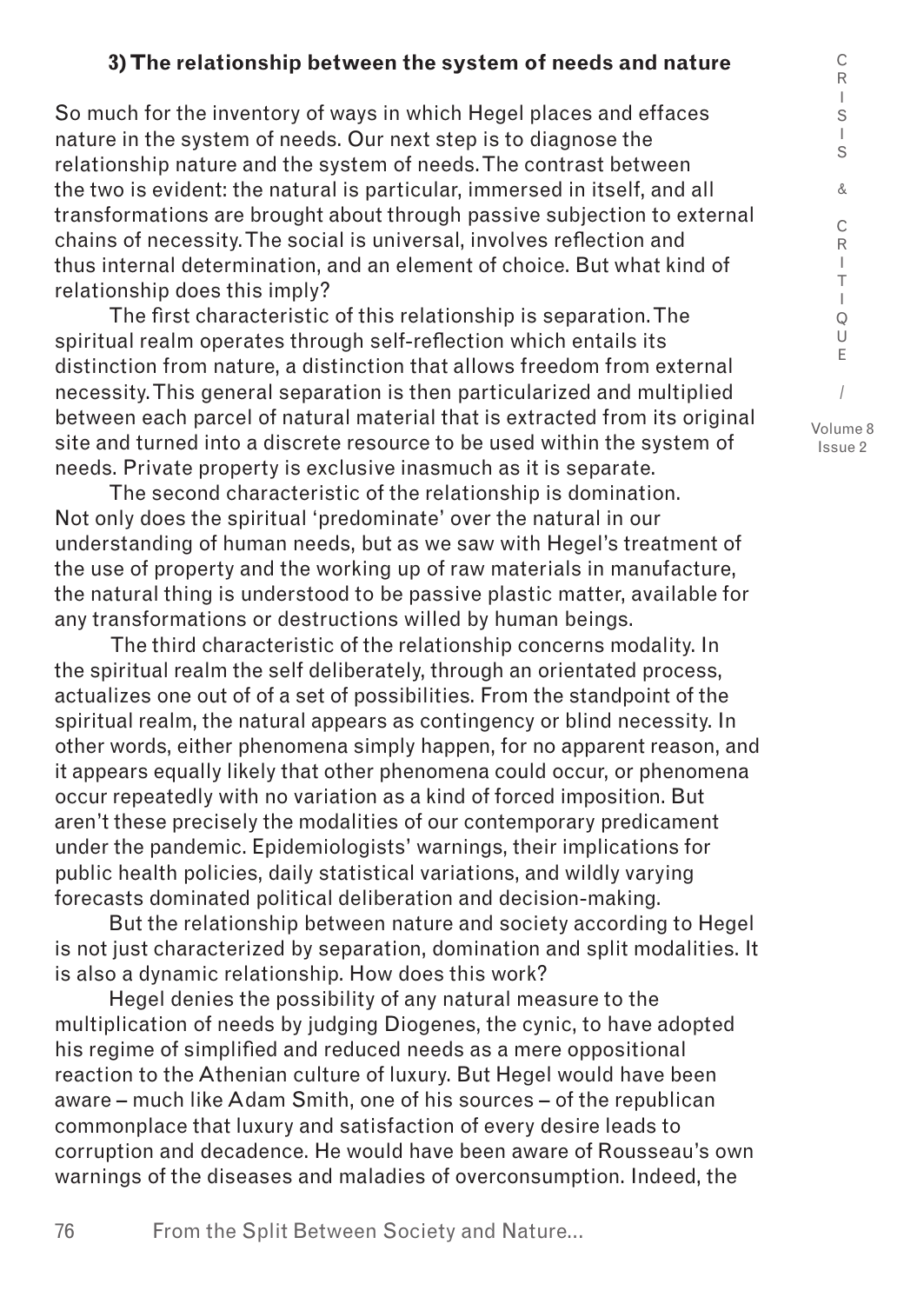### 3) The relationship between the system of needs and nature

So much for the inventory of ways in which Hegel places and effaces nature in the system of needs. Our next step is to diagnose the relationship nature and the system of needs. The contrast between the two is evident: the natural is particular, immersed in itself, and all transformations are brought about through passive subjection to external chains of necessity. The social is universal, involves reflection and thus internal determination, and an element of choice. But what kind of relationship does this imply?

The first characteristic of this relationship is separation. The spiritual realm operates through self-reflection which entails its distinction from nature, a distinction that allows freedom from external necessity. This general separation is then particularized and multiplied between each parcel of natural material that is extracted from its original site and turned into a discrete resource to be used within the system of needs. Private property is exclusive inasmuch as it is separate.

The second characteristic of the relationship is domination. Not only does the spiritual 'predominate' over the natural in our understanding of human needs, but as we saw with Hegel's treatment of the use of property and the working up of raw materials in manufacture, the natural thing is understood to be passive plastic matter, available for any transformations or destructions willed by human beings.

The third characteristic of the relationship concerns modality. In the spiritual realm the self deliberately, through an orientated process, actualizes one out of of a set of possibilities. From the standpoint of the spiritual realm, the natural appears as contingency or blind necessity. In other words, either phenomena simply happen, for no apparent reason, and it appears equally likely that other phenomena could occur, or phenomena occur repeatedly with no variation as a kind of forced imposition. But aren't these precisely the modalities of our contemporary predicament under the pandemic. Epidemiologists' warnings, their implications for public health policies, daily statistical variations, and wildly varying forecasts dominated political deliberation and decision-making.

But the relationship between nature and society according to Hegel is not just characterized by separation, domination and split modalities. It is also a dynamic relationship. How does this work?

Hegel denies the possibility of any natural measure to the multiplication of needs by judging Diogenes, the cynic, to have adopted his regime of simplified and reduced needs as a mere oppositional reaction to the Athenian culture of luxury. But Hegel would have been aware – much like Adam Smith, one of his sources – of the republican commonplace that luxury and satisfaction of every desire leads to corruption and decadence. He would have been aware of Rousseau's own warnings of the diseases and maladies of overconsumption. Indeed, the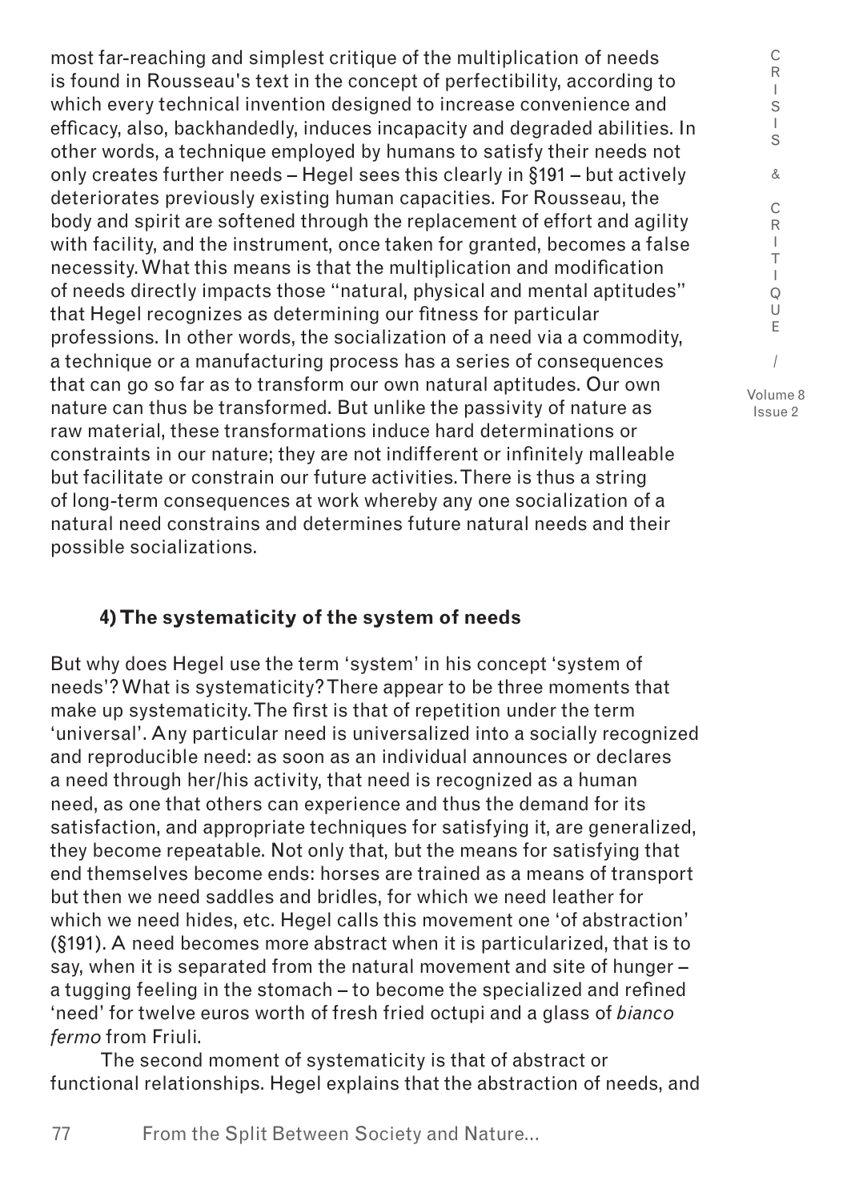most far-reaching and simplest critique of the multiplication of needs is found in Rousseau's text in the concept of perfectibility, according to which every technical invention designed to increase convenience and efficacy, also, backhandedly, induces incapacity and degraded abilities. In other words, a technique employed by humans to satisfy their needs not only creates further needs – Hegel sees this clearly in §191 – but actively deteriorates previously existing human capacities. For Rousseau, the body and spirit are softened through the replacement of effort and agility with facility, and the instrument, once taken for granted, becomes a false necessity. What this means is that the multiplication and modification of needs directly impacts those "natural, physical and mental aptitudes" that Hegel recognizes as determining our fitness for particular professions. In other words, the socialization of a need via a commodity, a technique or a manufacturing process has a series of consequences that can go so far as to transform our own natural aptitudes. Our own nature can thus be transformed. But unlike the passivity of nature as raw material, these transformations induce hard determinations or constraints in our nature; they are not indifferent or infinitely malleable but facilitate or constrain our future activities. There is thus a string of long-term consequences at work whereby any one socialization of a natural need constrains and determines future natural needs and their possible socializations.

## 4) The systematicity of the system of needs

But why does Hegel use the term 'system' in his concept 'system of needs'? What is systematicity? There appear to be three moments that make up systematicity. The first is that of repetition under the term 'universal'. Any particular need is universalized into a socially recognized and reproducible need: as soon as an individual announces or declares a need through her/his activity, that need is recognized as a human need, as one that others can experience and thus the demand for its satisfaction, and appropriate techniques for satisfying it, are generalized, they become repeatable. Not only that, but the means for satisfying that end themselves become ends: horses are trained as a means of transport but then we need saddles and bridles, for which we need leather for which we need hides, etc. Hegel calls this movement one 'of abstraction' (§191). A need becomes more abstract when it is particularized, that is to say, when it is separated from the natural movement and site of hunger – a tugging feeling in the stomach – to become the specialized and refined 'need' for twelve euros worth of fresh fried octupi and a glass of *bianco fermo* from Friuli.

The second moment of systematicity is that of abstract or functional relationships. Hegel explains that the abstraction of needs, and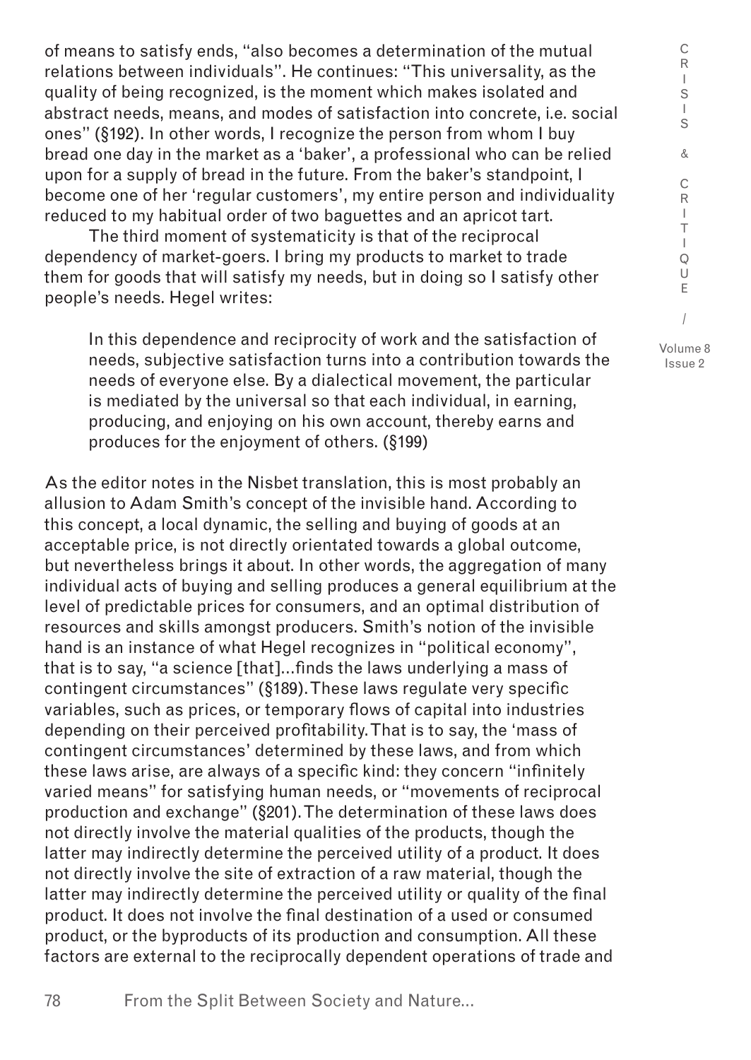of means to satisfy ends, "also becomes a determination of the mutual relations between individuals". He continues: "This universality, as the quality of being recognized, is the moment which makes isolated and abstract needs, means, and modes of satisfaction into concrete, i.e. social ones" (§192). In other words, I recognize the person from whom I buy bread one day in the market as a 'baker', a professional who can be relied upon for a supply of bread in the future. From the baker's standpoint, I become one of her 'regular customers', my entire person and individuality reduced to my habitual order of two baguettes and an apricot tart.

The third moment of systematicity is that of the reciprocal dependency of market-goers. I bring my products to market to trade them for goods that will satisfy my needs, but in doing so I satisfy other people's needs. Hegel writes:

> In this dependence and reciprocity of work and the satisfaction of needs, subjective satisfaction turns into a contribution towards the needs of everyone else. By a dialectical movement, the particular is mediated by the universal so that each individual, in earning, producing, and enjoying on his own account, thereby earns and produces for the enjoyment of others. (§199)

As the editor notes in the Nisbet translation, this is most probably an allusion to Adam Smith's concept of the invisible hand. According to this concept, a local dynamic, the selling and buying of goods at an acceptable price, is not directly orientated towards a global outcome, but nevertheless brings it about. In other words, the aggregation of many individual acts of buying and selling produces a general equilibrium at the level of predictable prices for consumers, and an optimal distribution of resources and skills amongst producers. Smith's notion of the invisible hand is an instance of what Hegel recognizes in "political economy", that is to say, "a science [that]...finds the laws underlying a mass of contingent circumstances" (§189). These laws regulate very specific variables, such as prices, or temporary flows of capital into industries depending on their perceived profitability. That is to say, the 'mass of contingent circumstances' determined by these laws, and from which these laws arise, are always of a specific kind: they concern "infinitely varied means" for satisfying human needs, or "movements of reciprocal production and exchange" (§201). The determination of these laws does not directly involve the material qualities of the products, though the latter may indirectly determine the perceived utility of a product. It does not directly involve the site of extraction of a raw material, though the latter may indirectly determine the perceived utility or quality of the final product. It does not involve the final destination of a used or consumed product, or the byproducts of its production and consumption. All these factors are external to the reciprocally dependent operations of trade and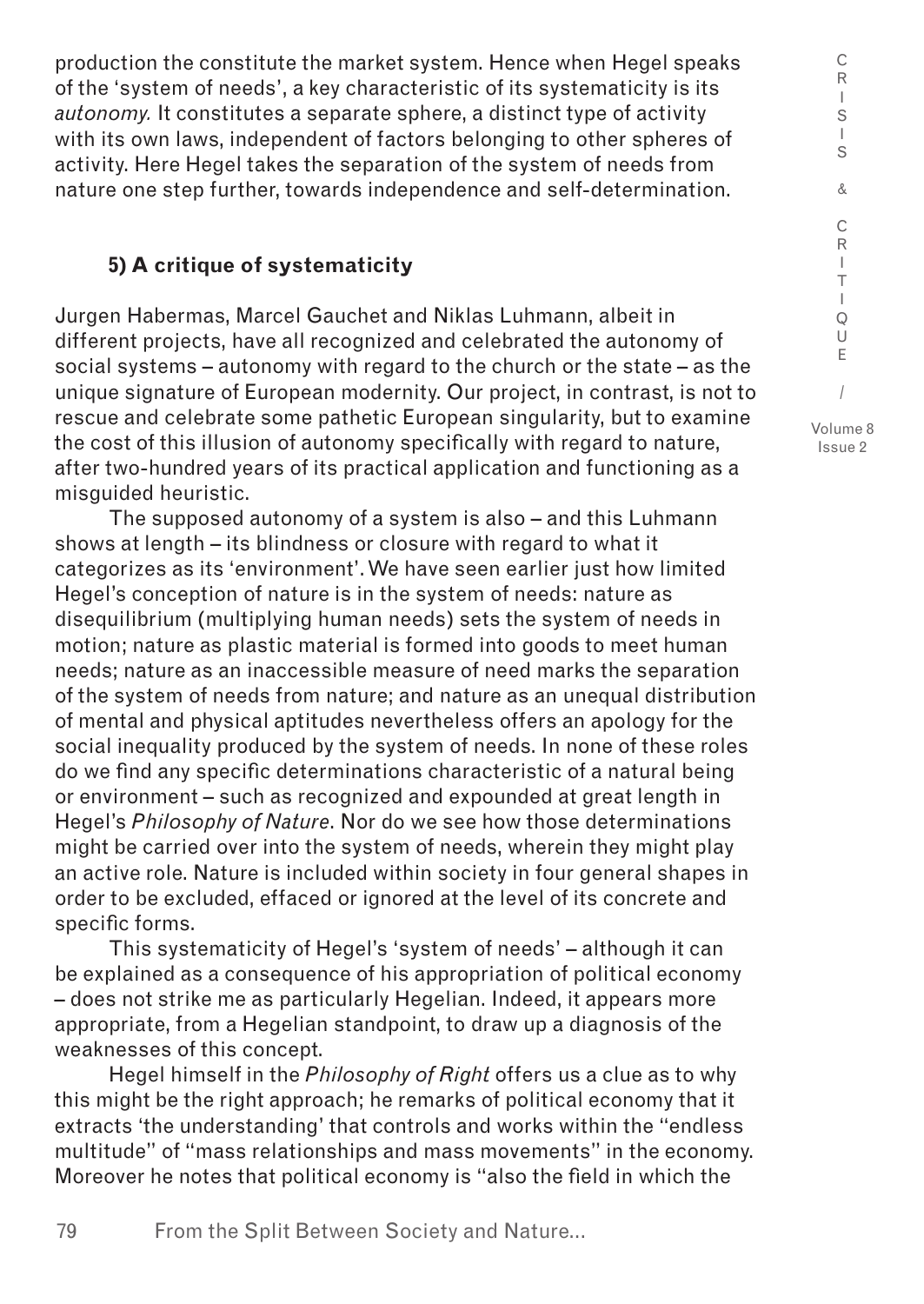production the constitute the market system. Hence when Hegel speaks of the 'system of needs', a key characteristic of its systematicity is its *autonomy.* It constitutes a separate sphere, a distinct type of activity with its own laws, independent of factors belonging to other spheres of activity. Here Hegel takes the separation of the system of needs from nature one step further, towards independence and self-determination.

### 5) A critique of systematicity

Jurgen Habermas, Marcel Gauchet and Niklas Luhmann, albeit in different projects, have all recognized and celebrated the autonomy of social systems – autonomy with regard to the church or the state – as the unique signature of European modernity. Our project, in contrast, is not to rescue and celebrate some pathetic European singularity, but to examine the cost of this illusion of autonomy specifically with regard to nature, after two-hundred years of its practical application and functioning as a misguided heuristic.

The supposed autonomy of a system is also – and this Luhmann shows at length – its blindness or closure with regard to what it categorizes as its 'environment'. We have seen earlier just how limited Hegel's conception of nature is in the system of needs: nature as disequilibrium (multiplying human needs) sets the system of needs in motion; nature as plastic material is formed into goods to meet human needs; nature as an inaccessible measure of need marks the separation of the system of needs from nature; and nature as an unequal distribution of mental and physical aptitudes nevertheless offers an apology for the social inequality produced by the system of needs. In none of these roles do we find any specific determinations characteristic of a natural being or environment – such as recognized and expounded at great length in Hegel's *Philosophy of Nature*. Nor do we see how those determinations might be carried over into the system of needs, wherein they might play an active role. Nature is included within society in four general shapes in order to be excluded, effaced or ignored at the level of its concrete and specific forms.

This systematicity of Hegel's 'system of needs' – although it can be explained as a consequence of his appropriation of political economy – does not strike me as particularly Hegelian. Indeed, it appears more appropriate, from a Hegelian standpoint, to draw up a diagnosis of the weaknesses of this concept.

Hegel himself in the *Philosophy of Right* offers us a clue as to why this might be the right approach; he remarks of political economy that it extracts 'the understanding' that controls and works within the "endless multitude" of "mass relationships and mass movements" in the economy. Moreover he notes that political economy is "also the field in which the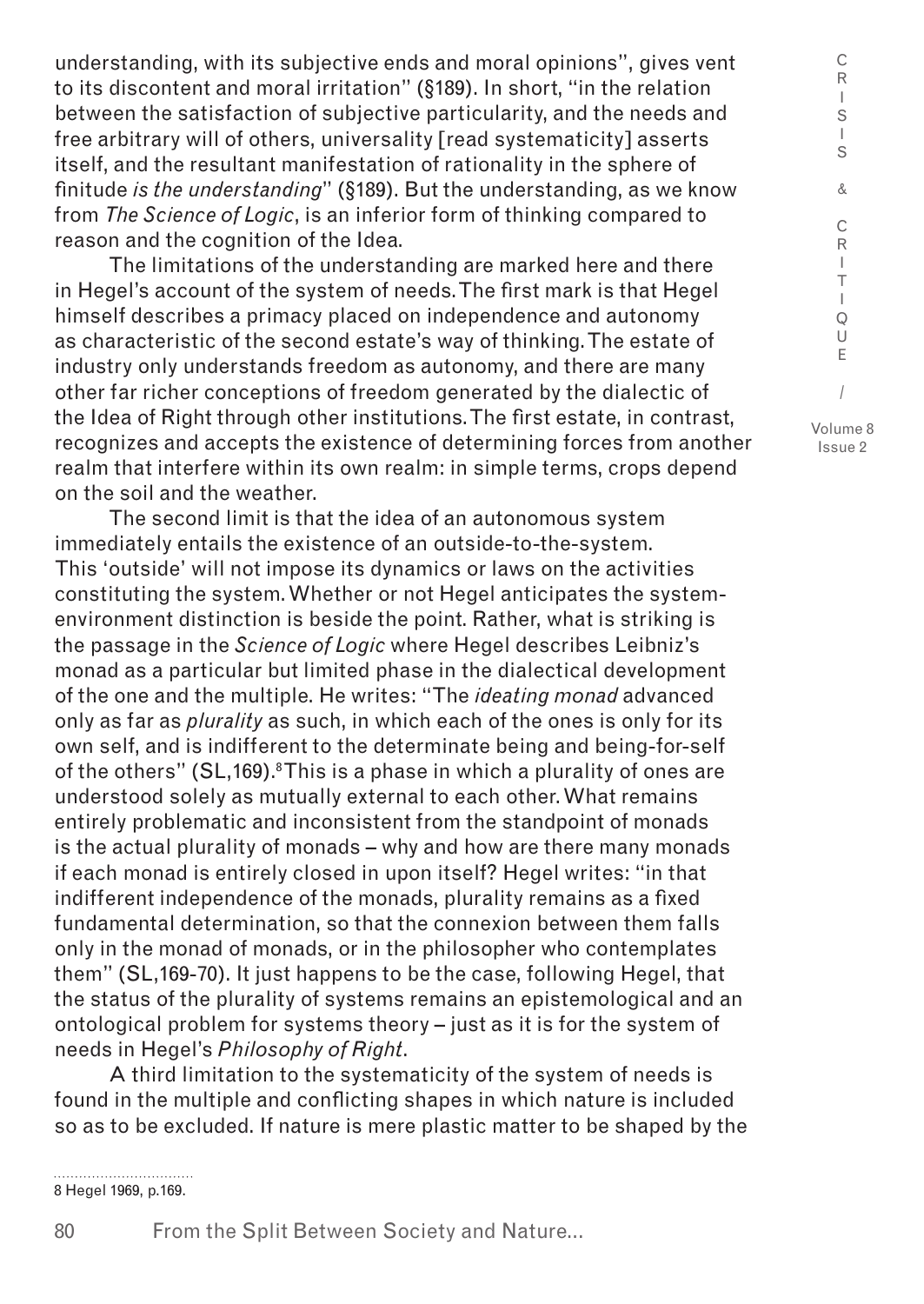understanding, with its subjective ends and moral opinions", gives vent to its discontent and moral irritation" (§189). In short, "in the relation between the satisfaction of subjective particularity, and the needs and free arbitrary will of others, universality [read systematicity] asserts itself, and the resultant manifestation of rationality in the sphere of finitude *is the understanding*" (§189). But the understanding, as we know from *The Science of Logic*, is an inferior form of thinking compared to reason and the cognition of the Idea.

The limitations of the understanding are marked here and there in Hegel's account of the system of needs. The first mark is that Hegel himself describes a primacy placed on independence and autonomy as characteristic of the second estate's way of thinking. The estate of industry only understands freedom as autonomy, and there are many other far richer conceptions of freedom generated by the dialectic of the Idea of Right through other institutions. The first estate, in contrast, recognizes and accepts the existence of determining forces from another realm that interfere within its own realm: in simple terms, crops depend on the soil and the weather.

The second limit is that the idea of an autonomous system immediately entails the existence of an outside-to-the-system. This 'outside' will not impose its dynamics or laws on the activities constituting the system. Whether or not Hegel anticipates the system-environment distinction is beside the point. Rather, what is striking is the passage in the *Science of Logic* where Hegel describes Leibniz's monad as a particular but limited phase in the dialectical development of the one and the multiple. He writes: "The *ideating monad* advanced only as far as *plurality* as such, in which each of the ones is only for its own self, and is indifferent to the determinate being and being-for-self of the others" (SL,169).[8] This is a phase in which a plurality of ones are understood solely as mutually external to each other. What remains entirely problematic and inconsistent from the standpoint of monads is the actual plurality of monads – why and how are there many monads if each monad is entirely closed in upon itself? Hegel writes: "in that indifferent independence of the monads, plurality remains as a fixed fundamental determination, so that the connexion between them falls only in the monad of monads, or in the philosopher who contemplates them" (SL,169-70). It just happens to be the case, following Hegel, that the status of the plurality of systems remains an epistemological and an ontological problem for systems theory – just as it is for the system of needs in Hegel's *Philosophy of Right*.

A third limitation to the systematicity of the system of needs is found in the multiple and conflicting shapes in which nature is included so as to be excluded. If nature is mere plastic matter to be shaped by the

8 Hegel 1969, p.169.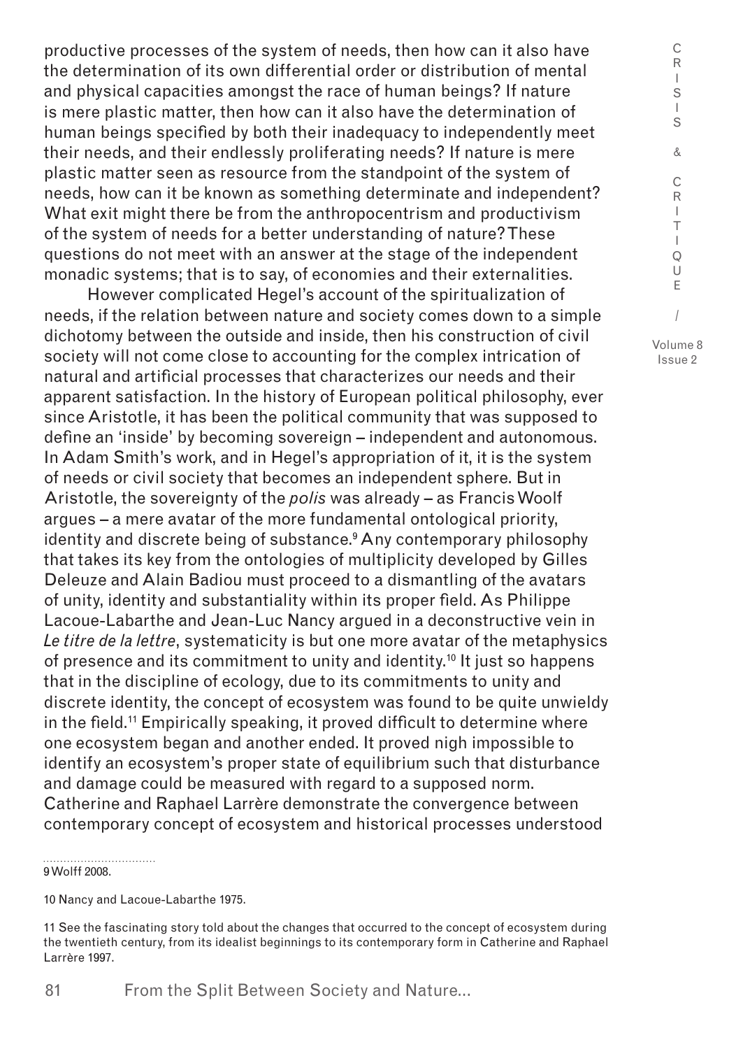productive processes of the system of needs, then how can it also have the determination of its own differential order or distribution of mental and physical capacities amongst the race of human beings? If nature is mere plastic matter, then how can it also have the determination of human beings specified by both their inadequacy to independently meet their needs, and their endlessly proliferating needs? If nature is mere plastic matter seen as resource from the standpoint of the system of needs, how can it be known as something determinate and independent? What exit might there be from the anthropocentrism and productivism of the system of needs for a better understanding of nature? These questions do not meet with an answer at the stage of the independent monadic systems; that is to say, of economies and their externalities.

However complicated Hegel's account of the spiritualization of needs, if the relation between nature and society comes down to a simple dichotomy between the outside and inside, then his construction of civil society will not come close to accounting for the complex intrication of natural and artificial processes that characterizes our needs and their apparent satisfaction. In the history of European political philosophy, ever since Aristotle, it has been the political community that was supposed to define an 'inside' by becoming sovereign – independent and autonomous. In Adam Smith's work, and in Hegel's appropriation of it, it is the system of needs or civil society that becomes an independent sphere. But in Aristotle, the sovereignty of the *polis* was already – as Francis Woolf argues – a mere avatar of the more fundamental ontological priority, identity and discrete being of substance.[9] Any contemporary philosophy that takes its key from the ontologies of multiplicity developed by Gilles Deleuze and Alain Badiou must proceed to a dismantling of the avatars of unity, identity and substantiality within its proper field. As Philippe Lacoue-Labarthe and Jean-Luc Nancy argued in a deconstructive vein in *Le titre de la lettre*, systematicity is but one more avatar of the metaphysics of presence and its commitment to unity and identity.[10] It just so happens that in the discipline of ecology, due to its commitments to unity and discrete identity, the concept of ecosystem was found to be quite unwieldy in the field.[11] Empirically speaking, it proved difficult to determine where one ecosystem began and another ended. It proved nigh impossible to identify an ecosystem's proper state of equilibrium such that disturbance and damage could be measured with regard to a supposed norm. Catherine and Raphael Larrère demonstrate the convergence between contemporary concept of ecosystem and historical processes understood

9 Wolff 2008.

10 Nancy and Lacoue-Labarthe 1975.

11 See the fascinating story told about the changes that occurred to the concept of ecosystem during the twentieth century, from its idealist beginnings to its contemporary form in Catherine and Raphael Larrère 1997.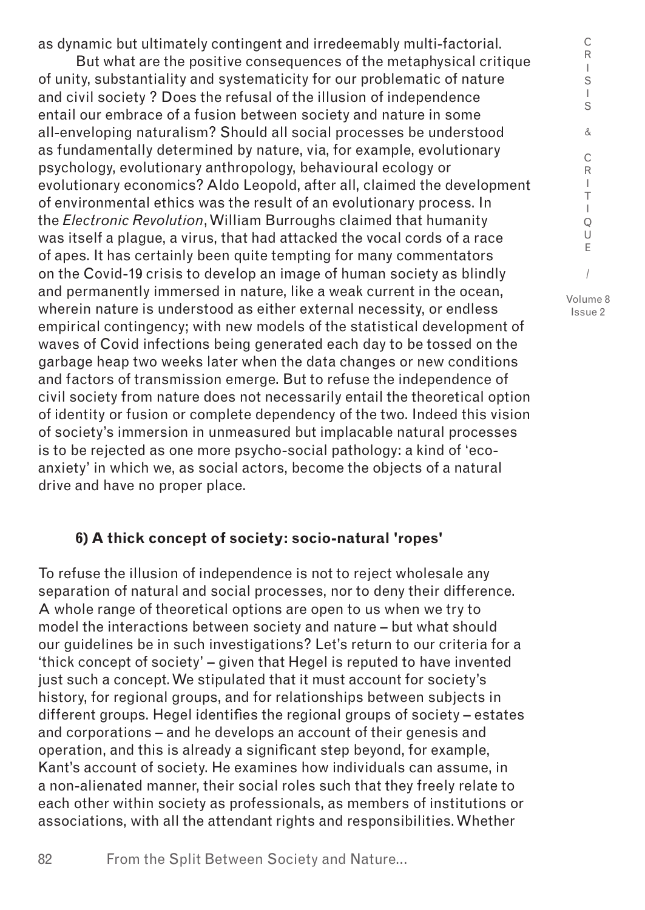as dynamic but ultimately contingent and irredeemably multi-factorial.

But what are the positive consequences of the metaphysical critique of unity, substantiality and systematicity for our problematic of nature and civil society ? Does the refusal of the illusion of independence entail our embrace of a fusion between society and nature in some all-enveloping naturalism? Should all social processes be understood as fundamentally determined by nature, via, for example, evolutionary psychology, evolutionary anthropology, behavioural ecology or evolutionary economics? Aldo Leopold, after all, claimed the development of environmental ethics was the result of an evolutionary process. In the *Electronic Revolution*, William Burroughs claimed that humanity was itself a plague, a virus, that had attacked the vocal cords of a race of apes. It has certainly been quite tempting for many commentators on the Covid-19 crisis to develop an image of human society as blindly and permanently immersed in nature, like a weak current in the ocean, wherein nature is understood as either external necessity, or endless empirical contingency; with new models of the statistical development of waves of Covid infections being generated each day to be tossed on the garbage heap two weeks later when the data changes or new conditions and factors of transmission emerge. But to refuse the independence of civil society from nature does not necessarily entail the theoretical option of identity or fusion or complete dependency of the two. Indeed this vision of society's immersion in unmeasured but implacable natural processes is to be rejected as one more psycho-social pathology: a kind of 'eco-anxiety' in which we, as social actors, become the objects of a natural drive and have no proper place.

### 6) A thick concept of society: socio-natural 'ropes'

To refuse the illusion of independence is not to reject wholesale any separation of natural and social processes, nor to deny their difference. A whole range of theoretical options are open to us when we try to model the interactions between society and nature – but what should our guidelines be in such investigations? Let's return to our criteria for a 'thick concept of society' – given that Hegel is reputed to have invented just such a concept. We stipulated that it must account for society's history, for regional groups, and for relationships between subjects in different groups. Hegel identifies the regional groups of society – estates and corporations – and he develops an account of their genesis and operation, and this is already a significant step beyond, for example, Kant's account of society. He examines how individuals can assume, in a non-alienated manner, their social roles such that they freely relate to each other within society as professionals, as members of institutions or associations, with all the attendant rights and responsibilities. Whether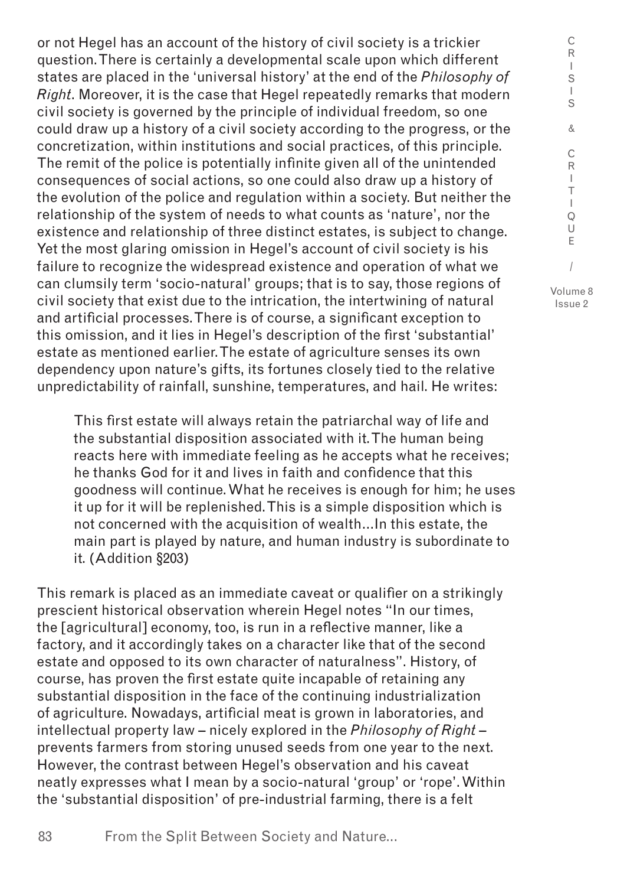or not Hegel has an account of the history of civil society is a trickier question. There is certainly a developmental scale upon which different states are placed in the 'universal history' at the end of the *Philosophy of Right*. Moreover, it is the case that Hegel repeatedly remarks that modern civil society is governed by the principle of individual freedom, so one could draw up a history of a civil society according to the progress, or the concretization, within institutions and social practices, of this principle. The remit of the police is potentially infinite given all of the unintended consequences of social actions, so one could also draw up a history of the evolution of the police and regulation within a society. But neither the relationship of the system of needs to what counts as 'nature', nor the existence and relationship of three distinct estates, is subject to change. Yet the most glaring omission in Hegel's account of civil society is his failure to recognize the widespread existence and operation of what we can clumsily term 'socio-natural' groups; that is to say, those regions of civil society that exist due to the intrication, the intertwining of natural and artificial processes. There is of course, a significant exception to this omission, and it lies in Hegel's description of the first 'substantial' estate as mentioned earlier. The estate of agriculture senses its own dependency upon nature's gifts, its fortunes closely tied to the relative unpredictability of rainfall, sunshine, temperatures, and hail. He writes:

> This first estate will always retain the patriarchal way of life and the substantial disposition associated with it. The human being reacts here with immediate feeling as he accepts what he receives; he thanks God for it and lives in faith and confidence that this goodness will continue. What he receives is enough for him; he uses it up for it will be replenished. This is a simple disposition which is not concerned with the acquisition of wealth…In this estate, the main part is played by nature, and human industry is subordinate to it. (Addition §203)

This remark is placed as an immediate caveat or qualifier on a strikingly prescient historical observation wherein Hegel notes "In our times, the [agricultural] economy, too, is run in a reflective manner, like a factory, and it accordingly takes on a character like that of the second estate and opposed to its own character of naturalness". History, of course, has proven the first estate quite incapable of retaining any substantial disposition in the face of the continuing industrialization of agriculture. Nowadays, artificial meat is grown in laboratories, and intellectual property law – nicely explored in the *Philosophy of Right* – prevents farmers from storing unused seeds from one year to the next. However, the contrast between Hegel's observation and his caveat neatly expresses what I mean by a socio-natural 'group' or 'rope'. Within the 'substantial disposition' of pre-industrial farming, there is a felt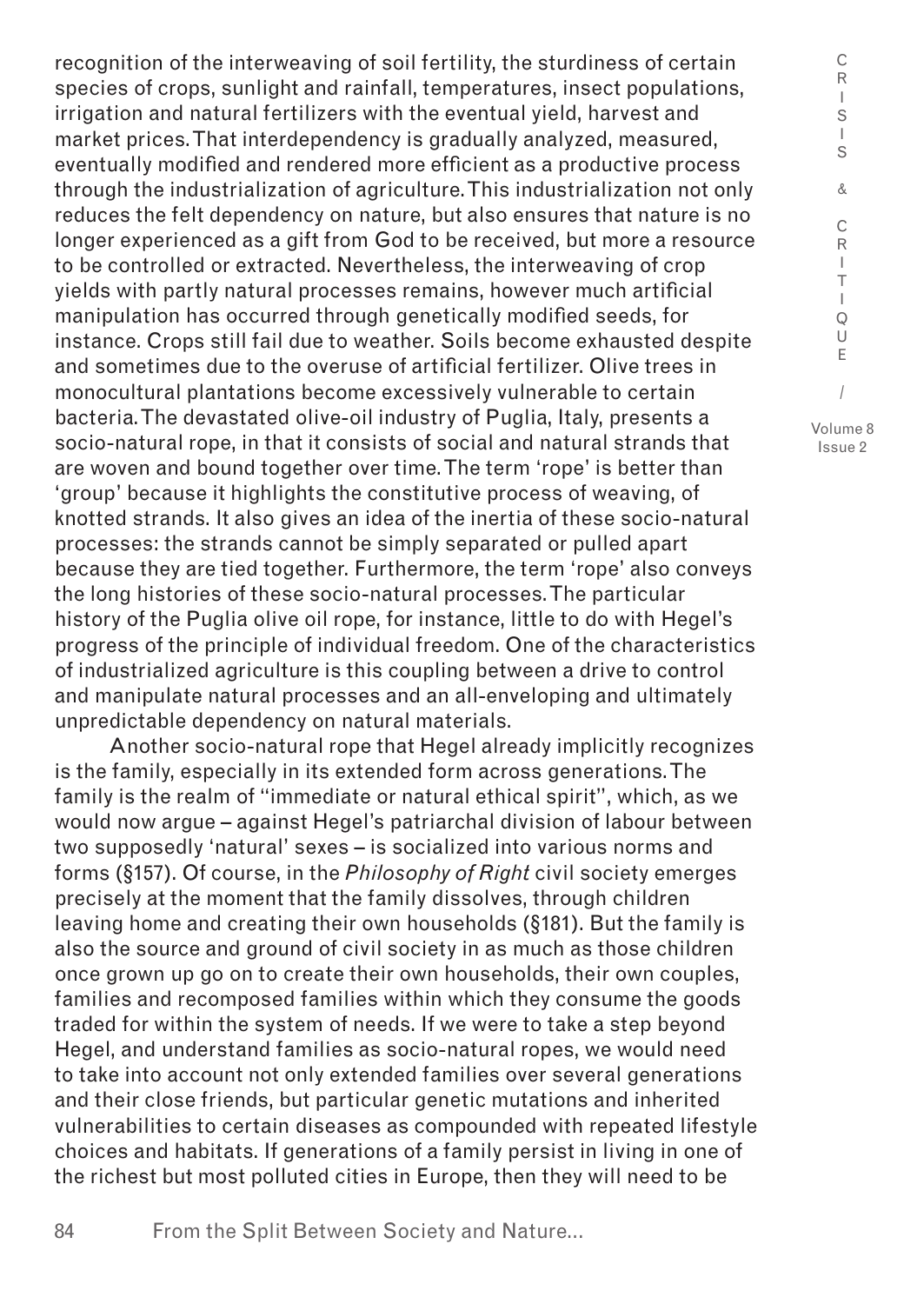recognition of the interweaving of soil fertility, the sturdiness of certain species of crops, sunlight and rainfall, temperatures, insect populations, irrigation and natural fertilizers with the eventual yield, harvest and market prices. That interdependency is gradually analyzed, measured, eventually modified and rendered more efficient as a productive process through the industrialization of agriculture. This industrialization not only reduces the felt dependency on nature, but also ensures that nature is no longer experienced as a gift from God to be received, but more a resource to be controlled or extracted. Nevertheless, the interweaving of crop yields with partly natural processes remains, however much artificial manipulation has occurred through genetically modified seeds, for instance. Crops still fail due to weather. Soils become exhausted despite and sometimes due to the overuse of artificial fertilizer. Olive trees in monocultural plantations become excessively vulnerable to certain bacteria. The devastated olive-oil industry of Puglia, Italy, presents a socio-natural rope, in that it consists of social and natural strands that are woven and bound together over time. The term 'rope' is better than 'group' because it highlights the constitutive process of weaving, of knotted strands. It also gives an idea of the inertia of these socio-natural processes: the strands cannot be simply separated or pulled apart because they are tied together. Furthermore, the term 'rope' also conveys the long histories of these socio-natural processes. The particular history of the Puglia olive oil rope, for instance, little to do with Hegel's progress of the principle of individual freedom. One of the characteristics of industrialized agriculture is this coupling between a drive to control and manipulate natural processes and an all-enveloping and ultimately unpredictable dependency on natural materials.

Another socio-natural rope that Hegel already implicitly recognizes is the family, especially in its extended form across generations. The family is the realm of "immediate or natural ethical spirit", which, as we would now argue – against Hegel's patriarchal division of labour between two supposedly 'natural' sexes – is socialized into various norms and forms (§157). Of course, in the *Philosophy of Right* civil society emerges precisely at the moment that the family dissolves, through children leaving home and creating their own households (§181). But the family is also the source and ground of civil society in as much as those children once grown up go on to create their own households, their own couples, families and recomposed families within which they consume the goods traded for within the system of needs. If we were to take a step beyond Hegel, and understand families as socio-natural ropes, we would need to take into account not only extended families over several generations and their close friends, but particular genetic mutations and inherited vulnerabilities to certain diseases as compounded with repeated lifestyle choices and habitats. If generations of a family persist in living in one of the richest but most polluted cities in Europe, then they will need to be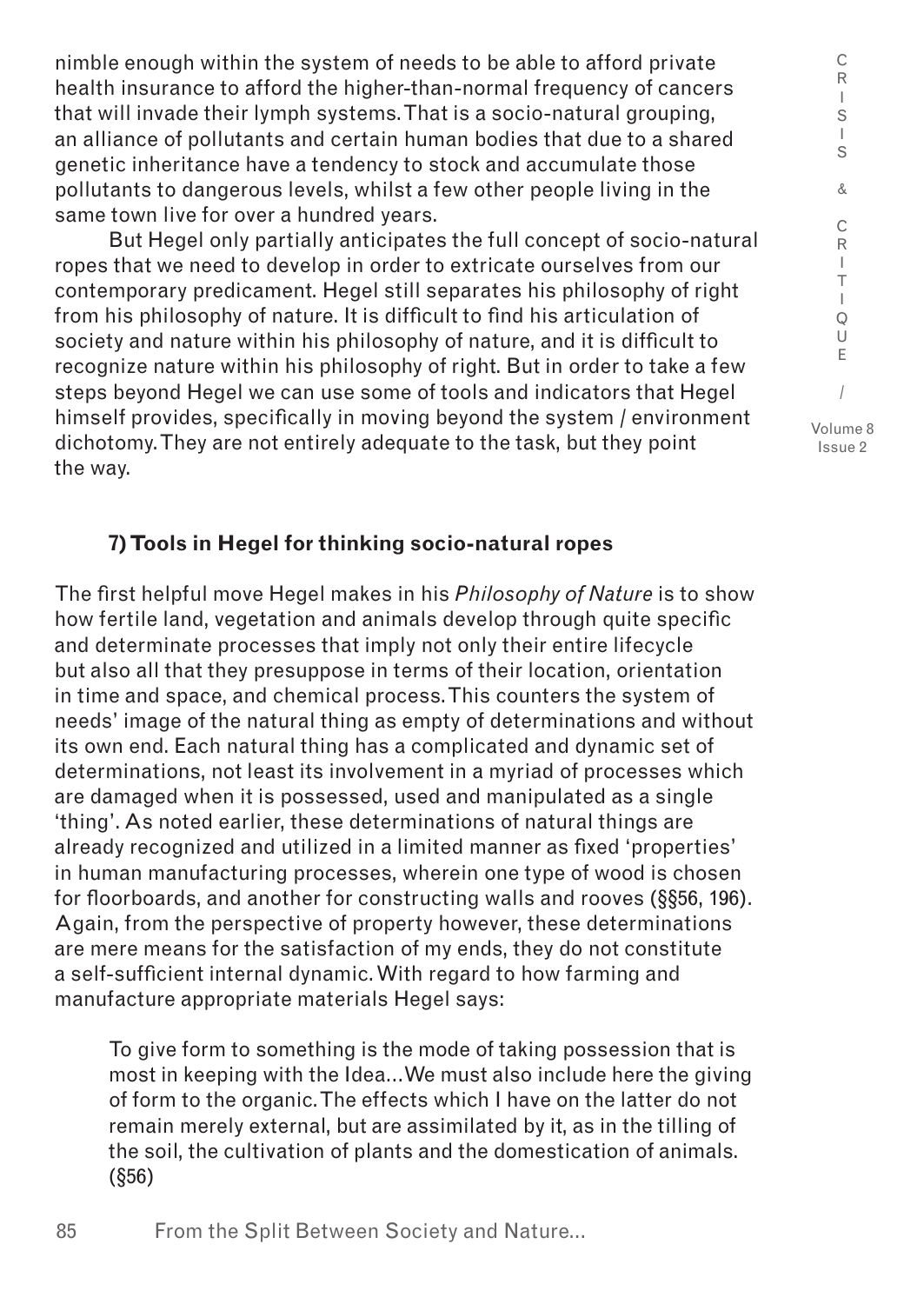nimble enough within the system of needs to be able to afford private health insurance to afford the higher-than-normal frequency of cancers that will invade their lymph systems. That is a socio-natural grouping, an alliance of pollutants and certain human bodies that due to a shared genetic inheritance have a tendency to stock and accumulate those pollutants to dangerous levels, whilst a few other people living in the same town live for over a hundred years.

But Hegel only partially anticipates the full concept of socio-natural ropes that we need to develop in order to extricate ourselves from our contemporary predicament. Hegel still separates his philosophy of right from his philosophy of nature. It is difficult to find his articulation of society and nature within his philosophy of nature, and it is difficult to recognize nature within his philosophy of right. But in order to take a few steps beyond Hegel we can use some of tools and indicators that Hegel himself provides, specifically in moving beyond the system / environment dichotomy. They are not entirely adequate to the task, but they point the way.

### 7) Tools in Hegel for thinking socio-natural ropes

The first helpful move Hegel makes in his *Philosophy of Nature* is to show how fertile land, vegetation and animals develop through quite specific and determinate processes that imply not only their entire lifecycle but also all that they presuppose in terms of their location, orientation in time and space, and chemical process. This counters the system of needs' image of the natural thing as empty of determinations and without its own end. Each natural thing has a complicated and dynamic set of determinations, not least its involvement in a myriad of processes which are damaged when it is possessed, used and manipulated as a single 'thing'. As noted earlier, these determinations of natural things are already recognized and utilized in a limited manner as fixed 'properties' in human manufacturing processes, wherein one type of wood is chosen for floorboards, and another for constructing walls and rooves (§§56, 196). Again, from the perspective of property however, these determinations are mere means for the satisfaction of my ends, they do not constitute a self-sufficient internal dynamic. With regard to how farming and manufacture appropriate materials Hegel says:

> To give form to something is the mode of taking possession that is most in keeping with the Idea... We must also include here the giving of form to the organic. The effects which I have on the latter do not remain merely external, but are assimilated by it, as in the tilling of the soil, the cultivation of plants and the domestication of animals. (§56)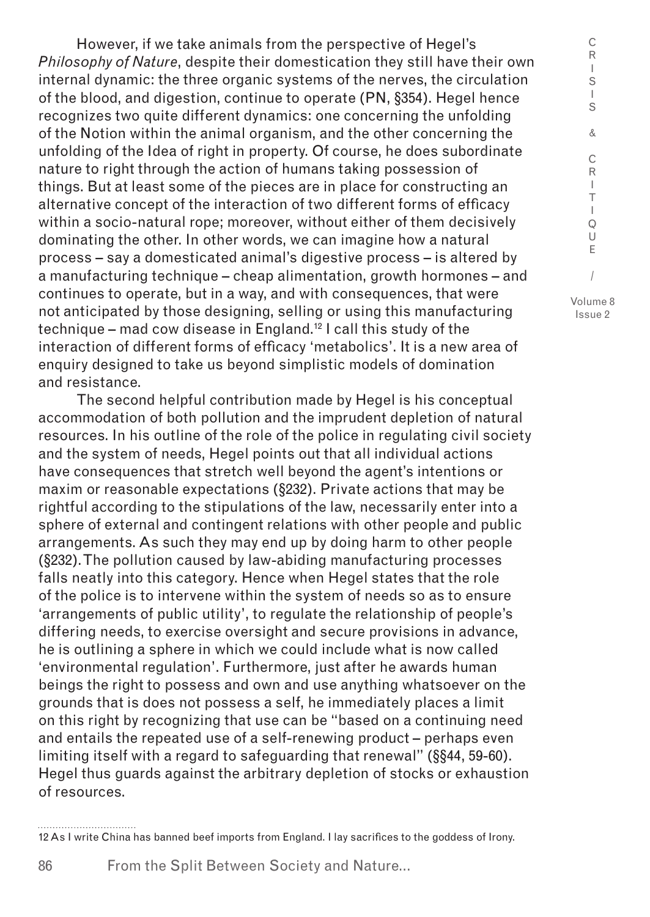However, if we take animals from the perspective of Hegel's *Philosophy of Nature*, despite their domestication they still have their own internal dynamic: the three organic systems of the nerves, the circulation of the blood, and digestion, continue to operate (PN, §354). Hegel hence recognizes two quite different dynamics: one concerning the unfolding of the Notion within the animal organism, and the other concerning the unfolding of the Idea of right in property. Of course, he does subordinate nature to right through the action of humans taking possession of things. But at least some of the pieces are in place for constructing an alternative concept of the interaction of two different forms of efficacy within a socio-natural rope; moreover, without either of them decisively dominating the other. In other words, we can imagine how a natural process – say a domesticated animal's digestive process – is altered by a manufacturing technique – cheap alimentation, growth hormones – and continues to operate, but in a way, and with consequences, that were not anticipated by those designing, selling or using this manufacturing technique – mad cow disease in England.[12] I call this study of the interaction of different forms of efficacy 'metabolics'. It is a new area of enquiry designed to take us beyond simplistic models of domination and resistance.

The second helpful contribution made by Hegel is his conceptual accommodation of both pollution and the imprudent depletion of natural resources. In his outline of the role of the police in regulating civil society and the system of needs, Hegel points out that all individual actions have consequences that stretch well beyond the agent's intentions or maxim or reasonable expectations (§232). Private actions that may be rightful according to the stipulations of the law, necessarily enter into a sphere of external and contingent relations with other people and public arrangements. As such they may end up by doing harm to other people (§232). The pollution caused by law-abiding manufacturing processes falls neatly into this category. Hence when Hegel states that the role of the police is to intervene within the system of needs so as to ensure 'arrangements of public utility', to regulate the relationship of people's differing needs, to exercise oversight and secure provisions in advance, he is outlining a sphere in which we could include what is now called 'environmental regulation'. Furthermore, just after he awards human beings the right to possess and own and use anything whatsoever on the grounds that is does not possess a self, he immediately places a limit on this right by recognizing that use can be "based on a continuing need and entails the repeated use of a self-renewing product – perhaps even limiting itself with a regard to safeguarding that renewal" (§§44, 59-60). Hegel thus guards against the arbitrary depletion of stocks or exhaustion of resources.

12 As I write China has banned beef imports from England. I lay sacrifices to the goddess of Irony.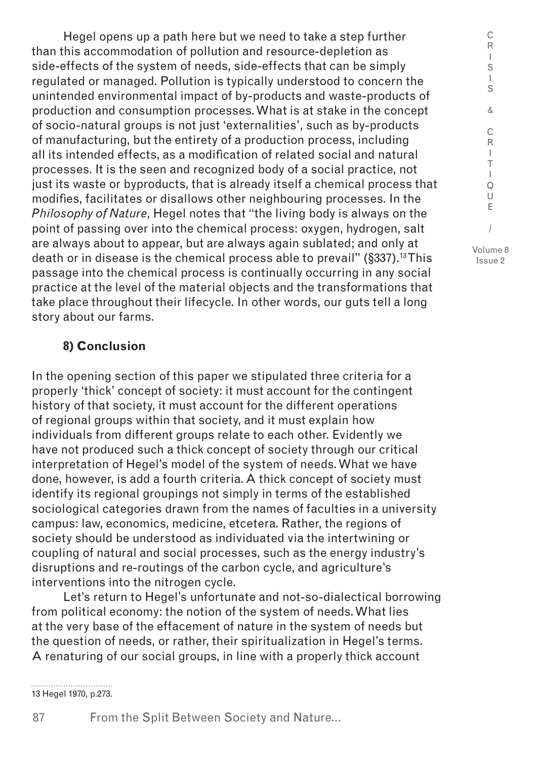Hegel opens up a path here but we need to take a step further than this accommodation of pollution and resource-depletion as side-effects of the system of needs, side-effects that can be simply regulated or managed. Pollution is typically understood to concern the unintended environmental impact of by-products and waste-products of production and consumption processes. What is at stake in the concept of socio-natural groups is not just 'externalities', such as by-products of manufacturing, but the entirety of a production process, including all its intended effects, as a modification of related social and natural processes. It is the seen and recognized body of a social practice, not just its waste or byproducts, that is already itself a chemical process that modifies, facilitates or disallows other neighbouring processes. In the *Philosophy of Nature*, Hegel notes that "the living body is always on the point of passing over into the chemical process: oxygen, hydrogen, salt are always about to appear, but are always again sublated; and only at death or in disease is the chemical process able to prevail" (§337).[13] This passage into the chemical process is continually occurring in any social practice at the level of the material objects and the transformations that take place throughout their lifecycle. In other words, our guts tell a long story about our farms.

## 8) Conclusion

In the opening section of this paper we stipulated three criteria for a properly 'thick' concept of society: it must account for the contingent history of that society, it must account for the different operations of regional groups within that society, and it must explain how individuals from different groups relate to each other. Evidently we have not produced such a thick concept of society through our critical interpretation of Hegel's model of the system of needs. What we have done, however, is add a fourth criteria. A thick concept of society must identify its regional groupings not simply in terms of the established sociological categories drawn from the names of faculties in a university campus: law, economics, medicine, etcetera. Rather, the regions of society should be understood as individuated via the intertwining or coupling of natural and social processes, such as the energy industry's disruptions and re-routings of the carbon cycle, and agriculture's interventions into the nitrogen cycle.

Let's return to Hegel's unfortunate and not-so-dialectical borrowing from political economy: the notion of the system of needs. What lies at the very base of the effacement of nature in the system of needs but the question of needs, or rather, their spiritualization in Hegel's terms. A renaturing of our social groups, in line with a properly thick account

13 Hegel 1970, p.273.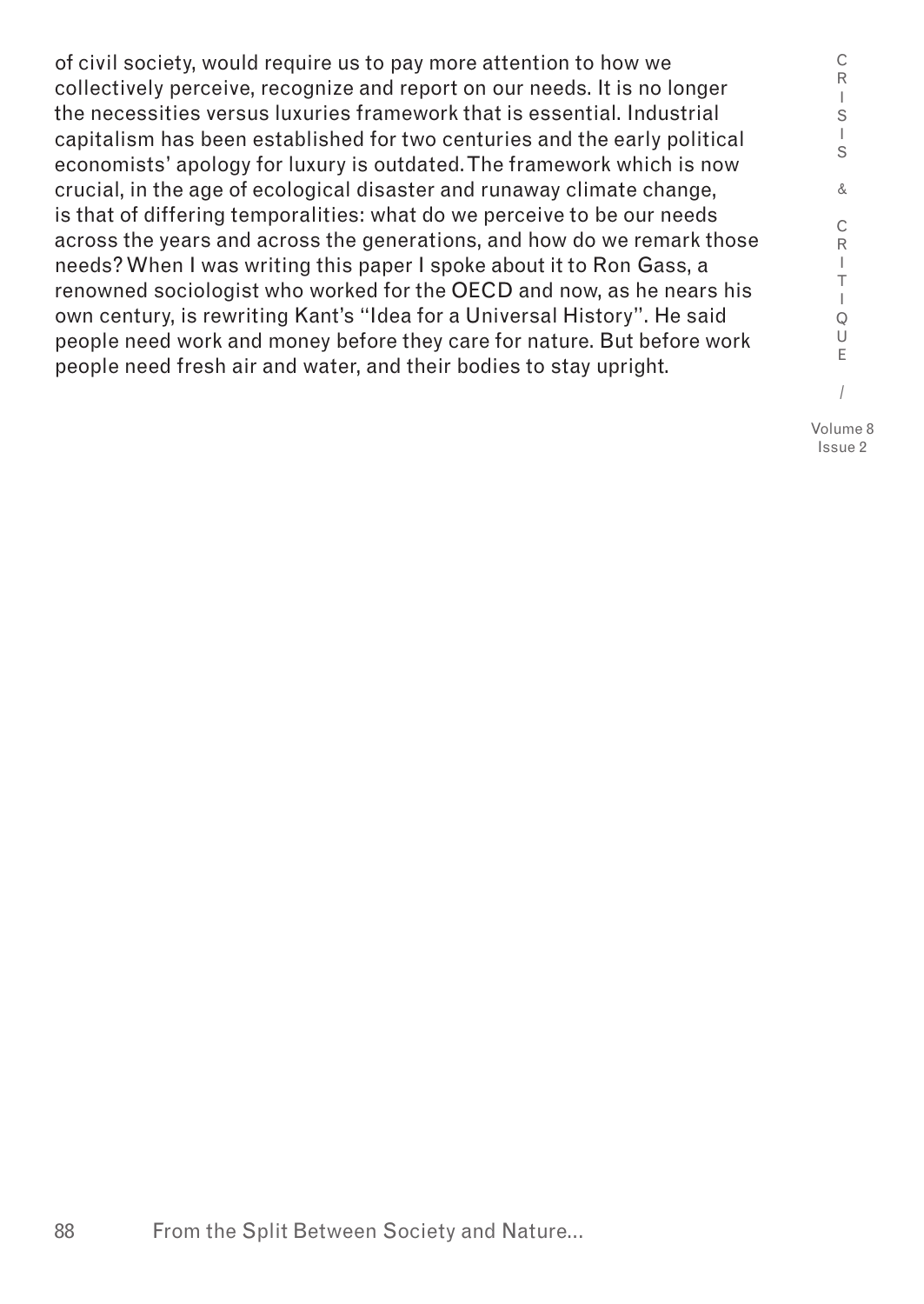of civil society, would require us to pay more attention to how we collectively perceive, recognize and report on our needs. It is no longer the necessities versus luxuries framework that is essential. Industrial capitalism has been established for two centuries and the early political economists' apology for luxury is outdated. The framework which is now crucial, in the age of ecological disaster and runaway climate change, is that of differing temporalities: what do we perceive to be our needs across the years and across the generations, and how do we remark those needs? When I was writing this paper I spoke about it to Ron Gass, a renowned sociologist who worked for the OECD and now, as he nears his own century, is rewriting Kant's "Idea for a Universal History". He said people need work and money before they care for nature. But before work people need fresh air and water, and their bodies to stay upright.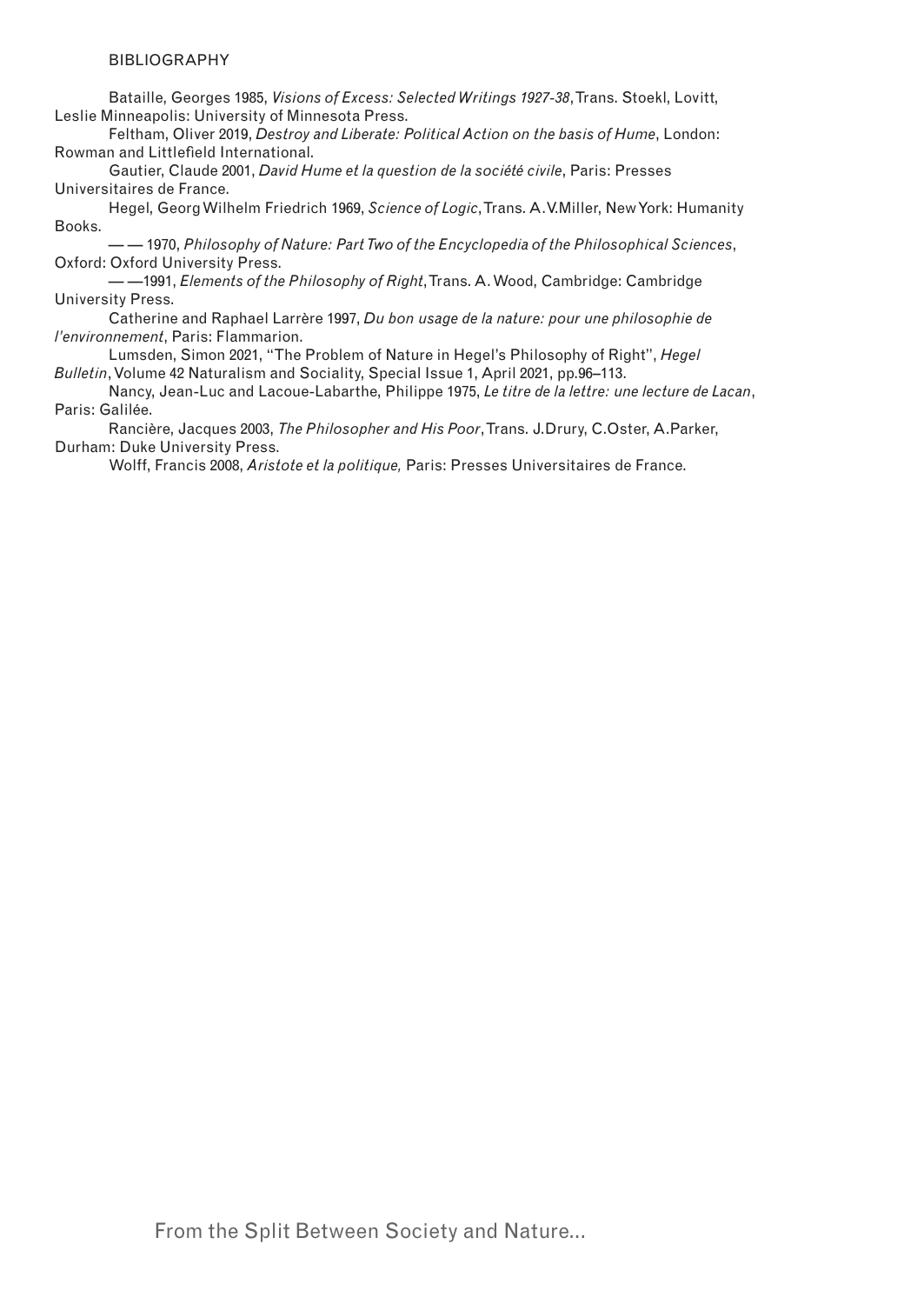## BIBLIOGRAPHY

Bataille, Georges 1985, *Visions of Excess: Selected Writings 1927-38*, Trans. Stoekl, Lovitt, Leslie Minneapolis: University of Minnesota Press.

Feltham, Oliver 2019, *Destroy and Liberate: Political Action on the basis of Hume*, London: Rowman and Littlefield International.

Gautier, Claude 2001, *David Hume et la question de la société civile*, Paris: Presses Universitaires de France.

Hegel, Georg Wilhelm Friedrich 1969, *Science of Logic*, Trans. A.V.Miller, New York: Humanity Books.

— — 1970, *Philosophy of Nature: Part Two of the Encyclopedia of the Philosophical Sciences*, Oxford: Oxford University Press.

— —1991, *Elements of the Philosophy of Right*, Trans. A. Wood, Cambridge: Cambridge University Press.

Catherine and Raphael Larrère 1997, *Du bon usage de la nature: pour une philosophie de l'environnement*, Paris: Flammarion.

Lumsden, Simon 2021, "The Problem of Nature in Hegel's Philosophy of Right", *Hegel Bulletin*, Volume 42 Naturalism and Sociality, Special Issue 1, April 2021, pp.96–113.

Nancy, Jean-Luc and Lacoue-Labarthe, Philippe 1975, *Le titre de la lettre: une lecture de Lacan*, Paris: Galilée.

Rancière, Jacques 2003, *The Philosopher and His Poor*, Trans. J.Drury, C.Oster, A.Parker, Durham: Duke University Press.

Wolff, Francis 2008, *Aristote et la politique,* Paris: Presses Universitaires de France.